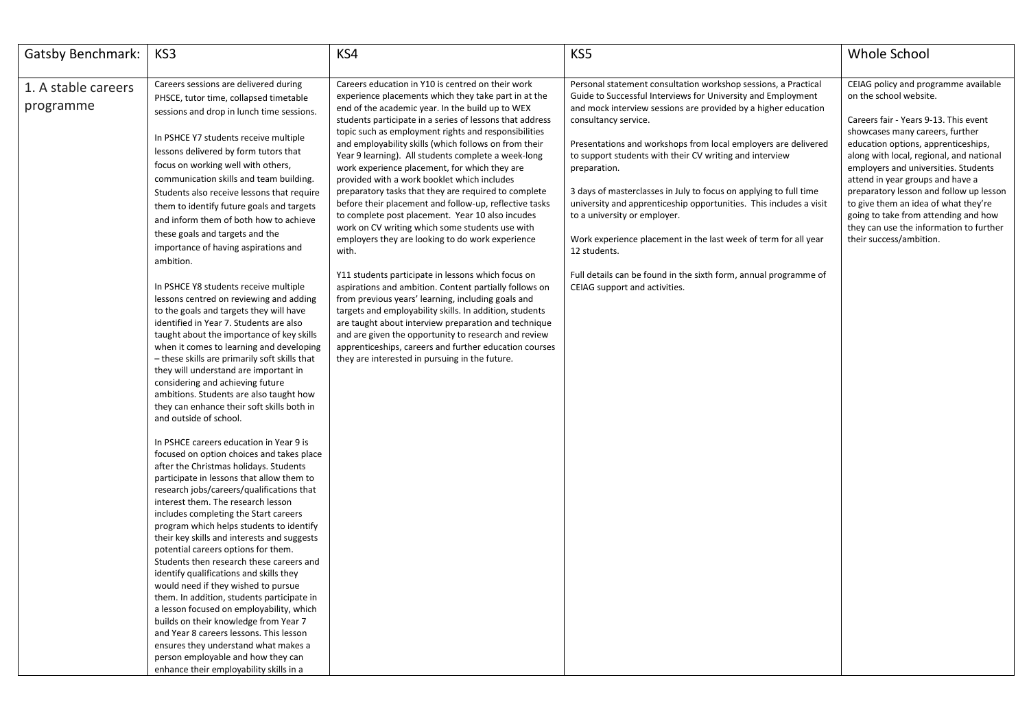| Gatsby Benchmark: | KS3 | KS4 | KS5 | Whole School |
|---|---|---|---|---|
| 1. A stable careers programme | Careers sessions are delivered during PHSCE, tutor time, collapsed timetable sessions and drop in lunch time sessions.<br><br>In PSHCE Y7 students receive multiple lessons delivered by form tutors that focus on working well with others, communication skills and team building. Students also receive lessons that require them to identify future goals and targets and inform them of both how to achieve these goals and targets and the importance of having aspirations and ambition.<br><br>In PSHCE Y8 students receive multiple lessons centred on reviewing and adding to the goals and targets they will have identified in Year 7. Students are also taught about the importance of key skills when it comes to learning and developing – these skills are primarily soft skills that they will understand are important in considering and achieving future ambitions. Students are also taught how they can enhance their soft skills both in and outside of school.<br><br>In PSHCE careers education in Year 9 is focused on option choices and takes place after the Christmas holidays. Students participate in lessons that allow them to research jobs/careers/qualifications that interest them. The research lesson includes completing the Start careers program which helps students to identify their key skills and interests and suggests potential careers options for them. Students then research these careers and identify qualifications and skills they would need if they wished to pursue them. In addition, students participate in a lesson focused on employability, which builds on their knowledge from Year 7 and Year 8 careers lessons. This lesson ensures they understand what makes a person employable and how they can enhance their employability skills in a | Careers education in Y10 is centred on their work experience placements which they take part in at the end of the academic year. In the build up to WEX students participate in a series of lessons that address topic such as employment rights and responsibilities and employability skills (which follows on from their Year 9 learning). All students complete a week-long work experience placement, for which they are provided with a work booklet which includes preparatory tasks that they are required to complete before their placement and follow-up, reflective tasks to complete post placement. Year 10 also incudes work on CV writing which some students use with employers they are looking to do work experience with.<br><br>Y11 students participate in lessons which focus on aspirations and ambition. Content partially follows on from previous years' learning, including goals and targets and employability skills. In addition, students are taught about interview preparation and technique and are given the opportunity to research and review apprenticeships, careers and further education courses they are interested in pursuing in the future. | Personal statement consultation workshop sessions, a Practical Guide to Successful Interviews for University and Employment and mock interview sessions are provided by a higher education consultancy service.<br><br>Presentations and workshops from local employers are delivered to support students with their CV writing and interview preparation.<br><br>3 days of masterclasses in July to focus on applying to full time university and apprenticeship opportunities. This includes a visit to a university or employer.<br><br>Work experience placement in the last week of term for all year 12 students.<br><br>Full details can be found in the sixth form, annual programme of CEIAG support and activities. | CEIAG policy and programme available on the school website.<br><br>Careers fair - Years 9-13. This event showcases many careers, further education options, apprenticeships, along with local, regional, and national employers and universities. Students attend in year groups and have a preparatory lesson and follow up lesson to give them an idea of what they're going to take from attending and how they can use the information to further their success/ambition. |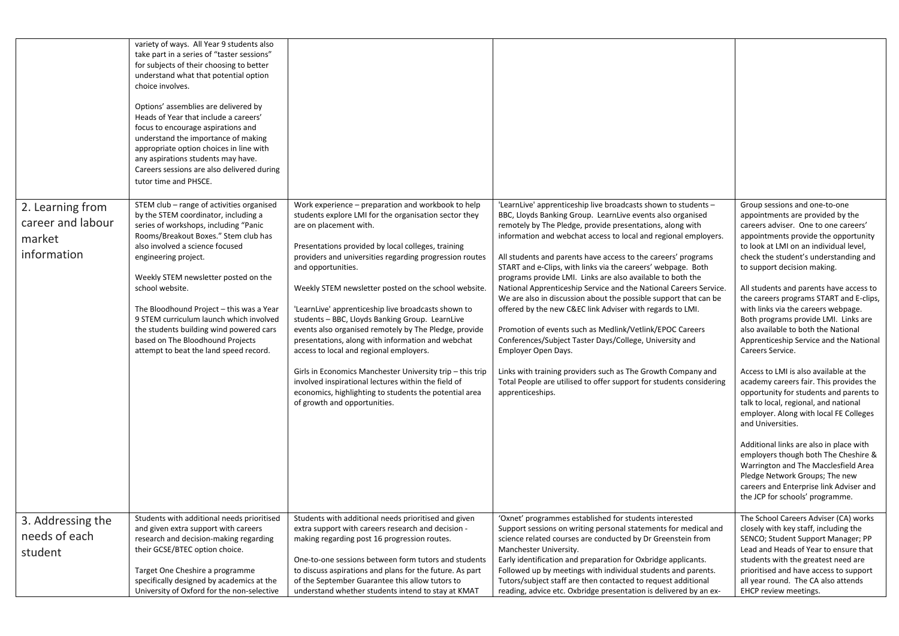| | | | | |
|---|---|---|---|---|
| | variety of ways. All Year 9 students also take part in a series of "taster sessions" for subjects of their choosing to better understand what that potential option choice involves.<br><br>Options' assemblies are delivered by Heads of Year that include a careers' focus to encourage aspirations and understand the importance of making appropriate option choices in line with any aspirations students may have. Careers sessions are also delivered during tutor time and PHSCE. | | | |
| 2. Learning from career and labour market information | STEM club – range of activities organised by the STEM coordinator, including a series of workshops, including "Panic Rooms/Breakout Boxes." Stem club has also involved a science focused engineering project.<br><br>Weekly STEM newsletter posted on the school website.<br><br>The Bloodhound Project – this was a Year 9 STEM curriculum launch which involved the students building wind powered cars based on The Bloodhound Projects attempt to beat the land speed record. | Work experience – preparation and workbook to help students explore LMI for the organisation sector they are on placement with.<br><br>Presentations provided by local colleges, training providers and universities regarding progression routes and opportunities.<br><br>Weekly STEM newsletter posted on the school website.<br><br>'LearnLive' apprenticeship live broadcasts shown to students – BBC, Lloyds Banking Group. LearnLive events also organised remotely by The Pledge, provide presentations, along with information and webchat access to local and regional employers.<br><br>Girls in Economics Manchester University trip – this trip involved inspirational lectures within the field of economics, highlighting to students the potential area of growth and opportunities. | 'LearnLive' apprenticeship live broadcasts shown to students – BBC, Lloyds Banking Group. LearnLive events also organised remotely by The Pledge, provide presentations, along with information and webchat access to local and regional employers.<br><br>All students and parents have access to the careers' programs START and e-Clips, with links via the careers' webpage. Both programs provide LMI. Links are also available to both the National Apprenticeship Service and the National Careers Service. We are also in discussion about the possible support that can be offered by the new C&EC link Adviser with regards to LMI.<br><br>Promotion of events such as Medlink/Vetlink/EPOC Careers Conferences/Subject Taster Days/College, University and Employer Open Days.<br><br>Links with training providers such as The Growth Company and Total People are utilised to offer support for students considering apprenticeships. | Group sessions and one-to-one appointments are provided by the careers adviser. One to one careers' appointments provide the opportunity to look at LMI on an individual level, check the student's understanding and to support decision making.<br><br>All students and parents have access to the careers programs START and E-clips, with links via the careers webpage. Both programs provide LMI. Links are also available to both the National Apprenticeship Service and the National Careers Service.<br><br>Access to LMI is also available at the academy careers fair. This provides the opportunity for students and parents to talk to local, regional, and national employer. Along with local FE Colleges and Universities.<br><br>Additional links are also in place with employers though both The Cheshire & Warrington and The Macclesfield Area Pledge Network Groups; The new careers and Enterprise link Adviser and the JCP for schools' programme. |
| 3. Addressing the needs of each student | Students with additional needs prioritised and given extra support with careers research and decision-making regarding their GCSE/BTEC option choice.<br><br>Target One Cheshire a programme specifically designed by academics at the University of Oxford for the non-selective | Students with additional needs prioritised and given extra support with careers research and decision - making regarding post 16 progression routes.<br><br>One-to-one sessions between form tutors and students to discuss aspirations and plans for the future. As part of the September Guarantee this allow tutors to understand whether students intend to stay at KMAT | 'Oxnet' programmes established for students interested<br>Support sessions on writing personal statements for medical and science related courses are conducted by Dr Greenstein from Manchester University.<br>Early identification and preparation for Oxbridge applicants.<br>Followed up by meetings with individual students and parents.<br>Tutors/subject staff are then contacted to request additional reading, advice etc. Oxbridge presentation is delivered by an ex- | The School Careers Adviser (CA) works closely with key staff, including the SENCO; Student Support Manager; PP Lead and Heads of Year to ensure that students with the greatest need are prioritised and have access to support all year round. The CA also attends EHCP review meetings. |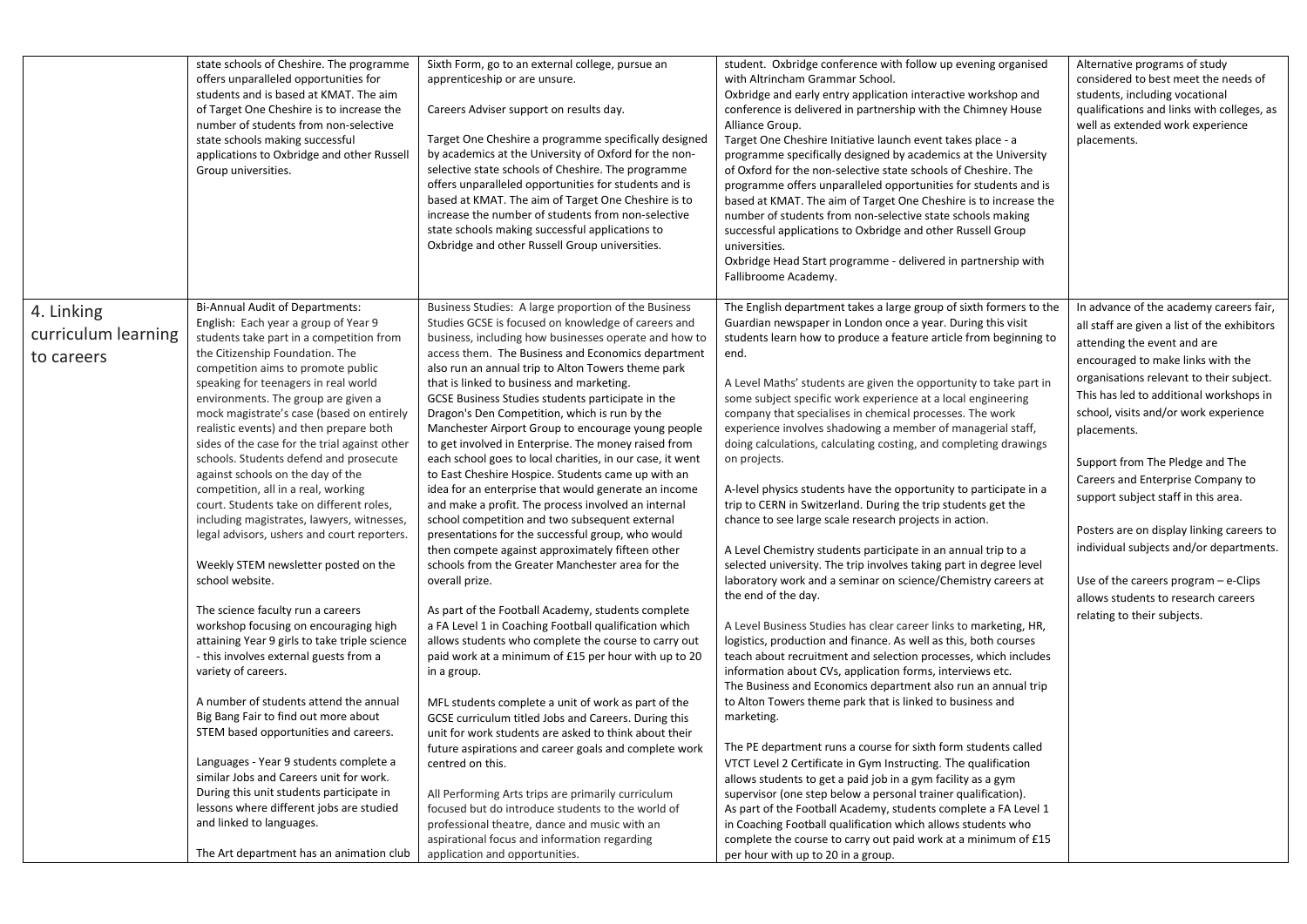| | | | | |
|---|---|---|---|---|
| | state schools of Cheshire. The programme offers unparalleled opportunities for students and is based at KMAT. The aim of Target One Cheshire is to increase the number of students from non-selective state schools making successful applications to Oxbridge and other Russell Group universities. | Sixth Form, go to an external college, pursue an apprenticeship or are unsure.<br><br>Careers Adviser support on results day.<br><br>Target One Cheshire a programme specifically designed by academics at the University of Oxford for the non-selective state schools of Cheshire. The programme offers unparalleled opportunities for students and is based at KMAT. The aim of Target One Cheshire is to increase the number of students from non-selective state schools making successful applications to Oxbridge and other Russell Group universities. | student. Oxbridge conference with follow up evening organised with Altrincham Grammar School.<br>Oxbridge and early entry application interactive workshop and conference is delivered in partnership with the Chimney House Alliance Group.<br>Target One Cheshire Initiative launch event takes place - a programme specifically designed by academics at the University of Oxford for the non-selective state schools of Cheshire. The programme offers unparalleled opportunities for students and is based at KMAT. The aim of Target One Cheshire is to increase the number of students from non-selective state schools making successful applications to Oxbridge and other Russell Group universities.<br>Oxbridge Head Start programme - delivered in partnership with Fallibroome Academy. | Alternative programs of study considered to best meet the needs of students, including vocational qualifications and links with colleges, as well as extended work experience placements. |
| 4. Linking curriculum learning to careers | Bi-Annual Audit of Departments:<br>English: Each year a group of Year 9 students take part in a competition from the Citizenship Foundation. The competition aims to promote public speaking for teenagers in real world environments. The group are given a mock magistrate's case (based on entirely realistic events) and then prepare both sides of the case for the trial against other schools. Students defend and prosecute against schools on the day of the competition, all in a real, working court. Students take on different roles, including magistrates, lawyers, witnesses, legal advisors, ushers and court reporters.<br><br>Weekly STEM newsletter posted on the school website.<br><br>The science faculty run a careers workshop focusing on encouraging high attaining Year 9 girls to take triple science - this involves external guests from a variety of careers.<br><br>A number of students attend the annual Big Bang Fair to find out more about STEM based opportunities and careers.<br><br>Languages - Year 9 students complete a similar Jobs and Careers unit for work. During this unit students participate in lessons where different jobs are studied and linked to languages.<br><br>The Art department has an animation club | Business Studies: A large proportion of the Business Studies GCSE is focused on knowledge of careers and business, including how businesses operate and how to access them. The Business and Economics department also run an annual trip to Alton Towers theme park that is linked to business and marketing.<br>GCSE Business Studies students participate in the Dragon's Den Competition, which is run by the Manchester Airport Group to encourage young people to get involved in Enterprise. The money raised from each school goes to local charities, in our case, it went to East Cheshire Hospice. Students came up with an idea for an enterprise that would generate an income and make a profit. The process involved an internal school competition and two subsequent external presentations for the successful group, who would then compete against approximately fifteen other schools from the Greater Manchester area for the overall prize.<br><br>As part of the Football Academy, students complete a FA Level 1 in Coaching Football qualification which allows students who complete the course to carry out paid work at a minimum of £15 per hour with up to 20 in a group.<br><br>MFL students complete a unit of work as part of the GCSE curriculum titled Jobs and Careers. During this unit for work students are asked to think about their future aspirations and career goals and complete work centred on this.<br><br>All Performing Arts trips are primarily curriculum focused but do introduce students to the world of professional theatre, dance and music with an aspirational focus and information regarding application and opportunities. | The English department takes a large group of sixth formers to the Guardian newspaper in London once a year. During this visit students learn how to produce a feature article from beginning to end.<br><br>A Level Maths' students are given the opportunity to take part in some subject specific work experience at a local engineering company that specialises in chemical processes. The work experience involves shadowing a member of managerial staff, doing calculations, calculating costing, and completing drawings on projects.<br><br>A-level physics students have the opportunity to participate in a trip to CERN in Switzerland. During the trip students get the chance to see large scale research projects in action.<br><br>A Level Chemistry students participate in an annual trip to a selected university. The trip involves taking part in degree level laboratory work and a seminar on science/Chemistry careers at the end of the day.<br><br>A Level Business Studies has clear career links to marketing, HR, logistics, production and finance. As well as this, both courses teach about recruitment and selection processes, which includes information about CVs, application forms, interviews etc.<br>The Business and Economics department also run an annual trip to Alton Towers theme park that is linked to business and marketing.<br><br>The PE department runs a course for sixth form students called VTCT Level 2 Certificate in Gym Instructing. The qualification allows students to get a paid job in a gym facility as a gym supervisor (one step below a personal trainer qualification).<br>As part of the Football Academy, students complete a FA Level 1 in Coaching Football qualification which allows students who complete the course to carry out paid work at a minimum of £15 per hour with up to 20 in a group. | In advance of the academy careers fair, all staff are given a list of the exhibitors attending the event and are encouraged to make links with the organisations relevant to their subject. This has led to additional workshops in school, visits and/or work experience placements.<br><br>Support from The Pledge and The Careers and Enterprise Company to support subject staff in this area.<br><br>Posters are on display linking careers to individual subjects and/or departments.<br><br>Use of the careers program – e-Clips allows students to research careers relating to their subjects. |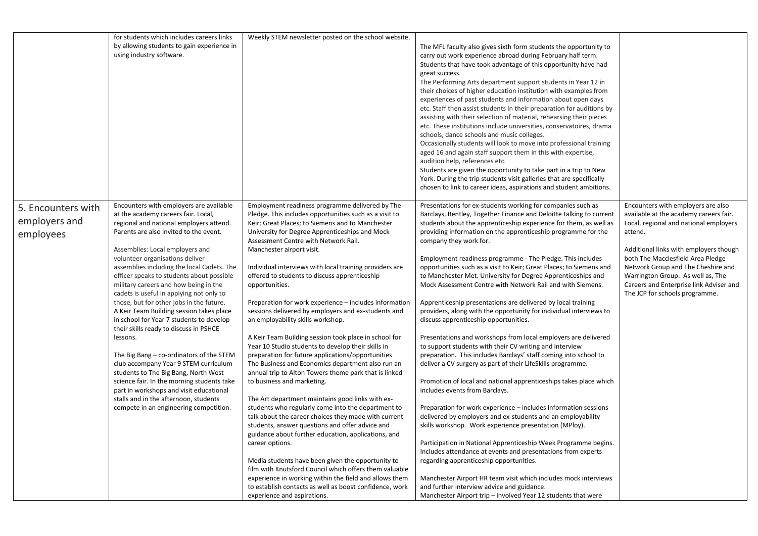| | | | | |
|---|---|---|---|---|
| | for students which includes careers links by allowing students to gain experience in using industry software. | Weekly STEM newsletter posted on the school website. | The MFL faculty also gives sixth form students the opportunity to carry out work experience abroad during February half term. Students that have took advantage of this opportunity have had great success.<br>The Performing Arts department support students in Year 12 in their choices of higher education institution with examples from experiences of past students and information about open days etc. Staff then assist students in their preparation for auditions by assisting with their selection of material, rehearsing their pieces etc. These institutions include universities, conservatoires, drama schools, dance schools and music colleges.<br>Occasionally students will look to move into professional training aged 16 and again staff support them in this with expertise, audition help, references etc.<br>Students are given the opportunity to take part in a trip to New York. During the trip students visit galleries that are specifically chosen to link to career ideas, aspirations and student ambitions. | |
| 5. Encounters with employers and employees | Encounters with employers are available at the academy careers fair. Local, regional and national employers attend. Parents are also invited to the event.<br><br>Assemblies: Local employers and volunteer organisations deliver assemblies including the local Cadets. The officer speaks to students about possible military careers and how being in the cadets is useful in applying not only to those, but for other jobs in the future.<br>A Keir Team Building session takes place in school for Year 7 students to develop their skills ready to discuss in PSHCE lessons.<br><br>The Big Bang – co-ordinators of the STEM club accompany Year 9 STEM curriculum students to The Big Bang, North West science fair. In the morning students take part in workshops and visit educational stalls and in the afternoon, students compete in an engineering competition. | Employment readiness programme delivered by The Pledge. This includes opportunities such as a visit to Keir; Great Places; to Siemens and to Manchester University for Degree Apprenticeships and Mock Assessment Centre with Network Rail.<br>Manchester airport visit.<br><br>Individual interviews with local training providers are offered to students to discuss apprenticeship opportunities.<br><br>Preparation for work experience – includes information sessions delivered by employers and ex-students and an employability skills workshop.<br><br>A Keir Team Building session took place in school for Year 10 Studio students to develop their skills in preparation for future applications/opportunities<br>The Business and Economics department also run an annual trip to Alton Towers theme park that is linked to business and marketing.<br><br>The Art department maintains good links with ex-students who regularly come into the department to talk about the career choices they made with current students, answer questions and offer advice and guidance about further education, applications, and career options.<br><br>Media students have been given the opportunity to film with Knutsford Council which offers them valuable experience in working within the field and allows them to establish contacts as well as boost confidence, work experience and aspirations. | Presentations for ex-students working for companies such as Barclays, Bentley, Together Finance and Deloitte talking to current students about the apprenticeship experience for them, as well as providing information on the apprenticeship programme for the company they work for.<br><br>Employment readiness programme - The Pledge. This includes opportunities such as a visit to Keir; Great Places; to Siemens and to Manchester Met. University for Degree Apprenticeships and Mock Assessment Centre with Network Rail and with Siemens.<br><br>Apprenticeship presentations are delivered by local training providers, along with the opportunity for individual interviews to discuss apprenticeship opportunities.<br><br>Presentations and workshops from local employers are delivered to support students with their CV writing and interview preparation. This includes Barclays' staff coming into school to deliver a CV surgery as part of their LifeSkills programme.<br><br>Promotion of local and national apprenticeships takes place which includes events from Barclays.<br><br>Preparation for work experience – includes information sessions delivered by employers and ex-students and an employability skills workshop. Work experience presentation (MPloy).<br><br>Participation in National Apprenticeship Week Programme begins. Includes attendance at events and presentations from experts regarding apprenticeship opportunities.<br><br>Manchester Airport HR team visit which includes mock interviews and further interview advice and guidance.<br>Manchester Airport trip – involved Year 12 students that were | Encounters with employers are also available at the academy careers fair. Local, regional and national employers attend.<br><br>Additional links with employers though both The Macclesfield Area Pledge Network Group and The Cheshire and Warrington Group. As well as, The Careers and Enterprise link Adviser and The JCP for schools programme. |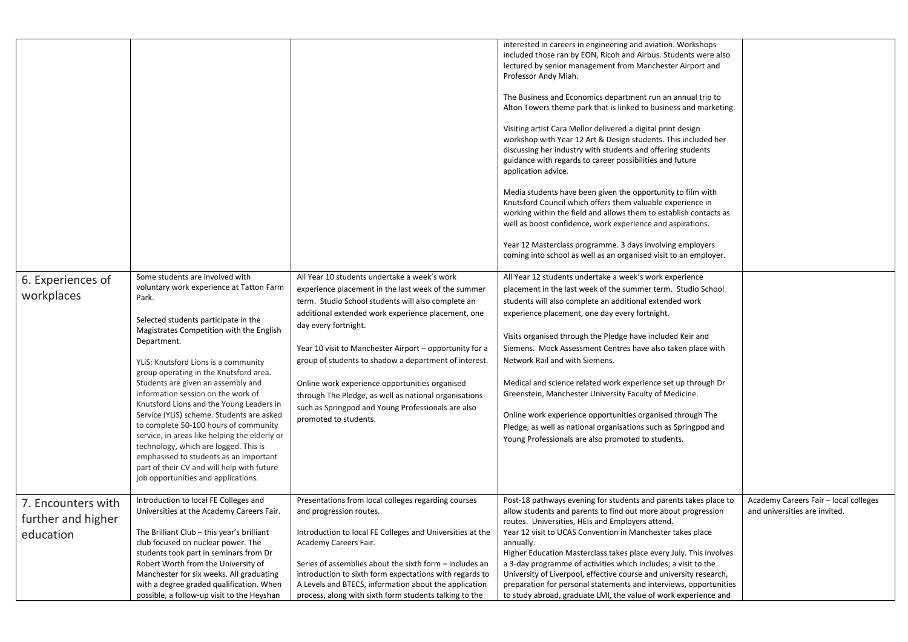| | | | | |
|---|---|---|---|---|
| | | | interested in careers in engineering and aviation. Workshops included those ran by EON, Ricoh and Airbus. Students were also lectured by senior management from Manchester Airport and Professor Andy Miah.<br><br>The Business and Economics department run an annual trip to Alton Towers theme park that is linked to business and marketing.<br><br>Visiting artist Cara Mellor delivered a digital print design workshop with Year 12 Art & Design students. This included her discussing her industry with students and offering students guidance with regards to career possibilities and future application advice.<br><br>Media students have been given the opportunity to film with Knutsford Council which offers them valuable experience in working within the field and allows them to establish contacts as well as boost confidence, work experience and aspirations.<br><br>Year 12 Masterclass programme. 3 days involving employers coming into school as well as an organised visit to an employer. | |
| 6. Experiences of workplaces | Some students are involved with voluntary work experience at Tatton Farm Park.<br><br>Selected students participate in the Magistrates Competition with the English Department.<br><br>YLiS: Knutsford Lions is a community group operating in the Knutsford area. Students are given an assembly and information session on the work of Knutsford Lions and the Young Leaders in Service (YLiS) scheme. Students are asked to complete 50-100 hours of community service, in areas like helping the elderly or technology, which are logged. This is emphasised to students as an important part of their CV and will help with future job opportunities and applications. | All Year 10 students undertake a week's work experience placement in the last week of the summer term. Studio School students will also complete an additional extended work experience placement, one day every fortnight.<br><br>Year 10 visit to Manchester Airport – opportunity for a group of students to shadow a department of interest.<br><br>Online work experience opportunities organised through The Pledge, as well as national organisations such as Springpod and Young Professionals are also promoted to students. | All Year 12 students undertake a week's work experience placement in the last week of the summer term. Studio School students will also complete an additional extended work experience placement, one day every fortnight.<br><br>Visits organised through the Pledge have included Keir and Siemens. Mock Assessment Centres have also taken place with Network Rail and with Siemens.<br><br>Medical and science related work experience set up through Dr Greenstein, Manchester University Faculty of Medicine.<br><br>Online work experience opportunities organised through The Pledge, as well as national organisations such as Springpod and Young Professionals are also promoted to students. | |
| 7. Encounters with further and higher education | Introduction to local FE Colleges and Universities at the Academy Careers Fair.<br><br>The Brilliant Club – this year's brilliant club focused on nuclear power. The students took part in seminars from Dr Robert Worth from the University of Manchester for six weeks. All graduating with a degree graded qualification. When possible, a follow-up visit to the Heyshan | Presentations from local colleges regarding courses and progression routes.<br><br>Introduction to local FE Colleges and Universities at the Academy Careers Fair.<br><br>Series of assemblies about the sixth form – includes an introduction to sixth form expectations with regards to A Levels and BTECS, information about the application process, along with sixth form students talking to the | Post-18 pathways evening for students and parents takes place to allow students and parents to find out more about progression routes. Universities, HEIs and Employers attend.<br>Year 12 visit to UCAS Convention in Manchester takes place annually.<br>Higher Education Masterclass takes place every July. This involves a 3-day programme of activities which includes; a visit to the University of Liverpool, effective course and university research, preparation for personal statements and interviews, opportunities to study abroad, graduate LMI, the value of work experience and | Academy Careers Fair – local colleges and universities are invited. |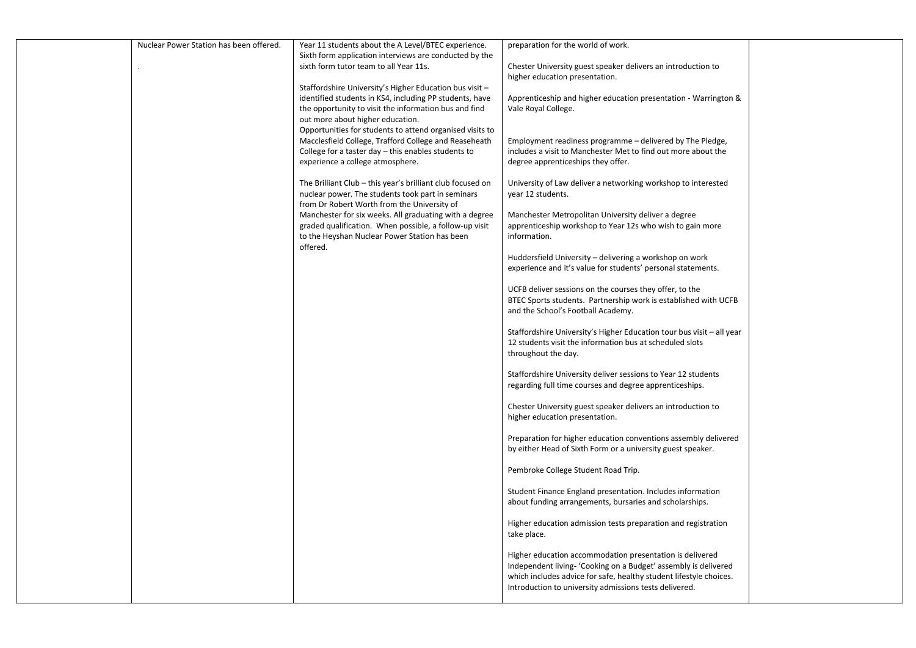| | | | | |
|---|---|---|---|---|
| | Nuclear Power Station has been offered.<br><br>. | Year 11 students about the A Level/BTEC experience. Sixth form application interviews are conducted by the sixth form tutor team to all Year 11s.<br><br>Staffordshire University's Higher Education bus visit – identified students in KS4, including PP students, have the opportunity to visit the information bus and find out more about higher education.<br>Opportunities for students to attend organised visits to Macclesfield College, Trafford College and Reaseheath College for a taster day – this enables students to experience a college atmosphere.<br><br>The Brilliant Club – this year's brilliant club focused on nuclear power. The students took part in seminars from Dr Robert Worth from the University of Manchester for six weeks. All graduating with a degree graded qualification. When possible, a follow-up visit to the Heyshan Nuclear Power Station has been offered. | preparation for the world of work.<br><br>Chester University guest speaker delivers an introduction to higher education presentation.<br><br>Apprenticeship and higher education presentation - Warrington & Vale Royal College.<br><br>Employment readiness programme – delivered by The Pledge, includes a visit to Manchester Met to find out more about the degree apprenticeships they offer.<br><br>University of Law deliver a networking workshop to interested year 12 students.<br><br>Manchester Metropolitan University deliver a degree apprenticeship workshop to Year 12s who wish to gain more information.<br><br>Huddersfield University – delivering a workshop on work experience and it's value for students' personal statements.<br><br>UCFB deliver sessions on the courses they offer, to the BTEC Sports students. Partnership work is established with UCFB and the School's Football Academy.<br><br>Staffordshire University's Higher Education tour bus visit – all year 12 students visit the information bus at scheduled slots throughout the day.<br><br>Staffordshire University deliver sessions to Year 12 students regarding full time courses and degree apprenticeships.<br><br>Chester University guest speaker delivers an introduction to higher education presentation.<br><br>Preparation for higher education conventions assembly delivered by either Head of Sixth Form or a university guest speaker.<br><br>Pembroke College Student Road Trip.<br><br>Student Finance England presentation. Includes information about funding arrangements, bursaries and scholarships.<br><br>Higher education admission tests preparation and registration take place.<br><br>Higher education accommodation presentation is delivered Independent living- 'Cooking on a Budget' assembly is delivered which includes advice for safe, healthy student lifestyle choices. Introduction to university admissions tests delivered. | |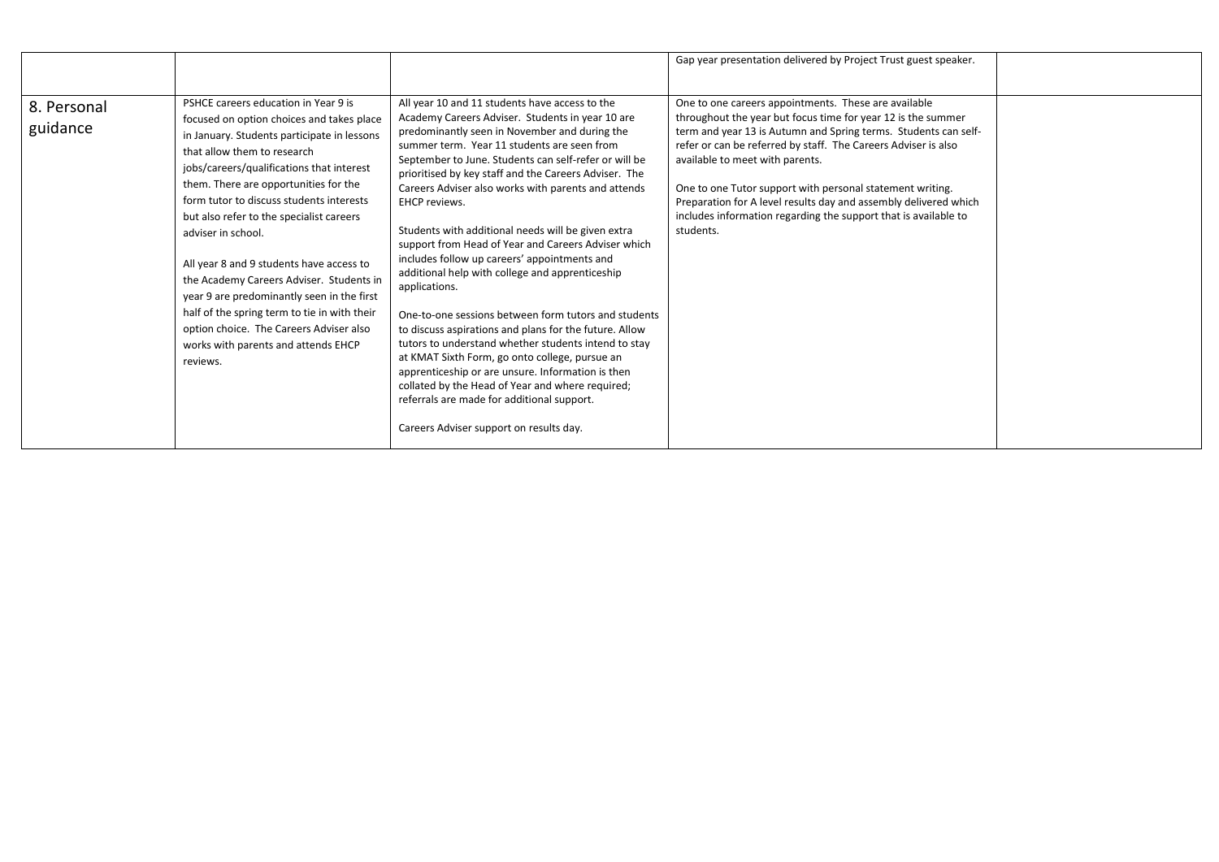| | | | | |
|---|---|---|---|---|
| | | | Gap year presentation delivered by Project Trust guest speaker. | |
| 8. Personal guidance | PSHCE careers education in Year 9 is focused on option choices and takes place in January. Students participate in lessons that allow them to research jobs/careers/qualifications that interest them. There are opportunities for the form tutor to discuss students interests but also refer to the specialist careers adviser in school.<br><br>All year 8 and 9 students have access to the Academy Careers Adviser. Students in year 9 are predominantly seen in the first half of the spring term to tie in with their option choice. The Careers Adviser also works with parents and attends EHCP reviews. | All year 10 and 11 students have access to the Academy Careers Adviser. Students in year 10 are predominantly seen in November and during the summer term. Year 11 students are seen from September to June. Students can self-refer or will be prioritised by key staff and the Careers Adviser. The Careers Adviser also works with parents and attends EHCP reviews.<br><br>Students with additional needs will be given extra support from Head of Year and Careers Adviser which includes follow up careers' appointments and additional help with college and apprenticeship applications.<br><br>One-to-one sessions between form tutors and students to discuss aspirations and plans for the future. Allow tutors to understand whether students intend to stay at KMAT Sixth Form, go onto college, pursue an apprenticeship or are unsure. Information is then collated by the Head of Year and where required; referrals are made for additional support.<br><br>Careers Adviser support on results day. | One to one careers appointments. These are available throughout the year but focus time for year 12 is the summer term and year 13 is Autumn and Spring terms. Students can self-refer or can be referred by staff. The Careers Adviser is also available to meet with parents.<br><br>One to one Tutor support with personal statement writing. Preparation for A level results day and assembly delivered which includes information regarding the support that is available to students. | |